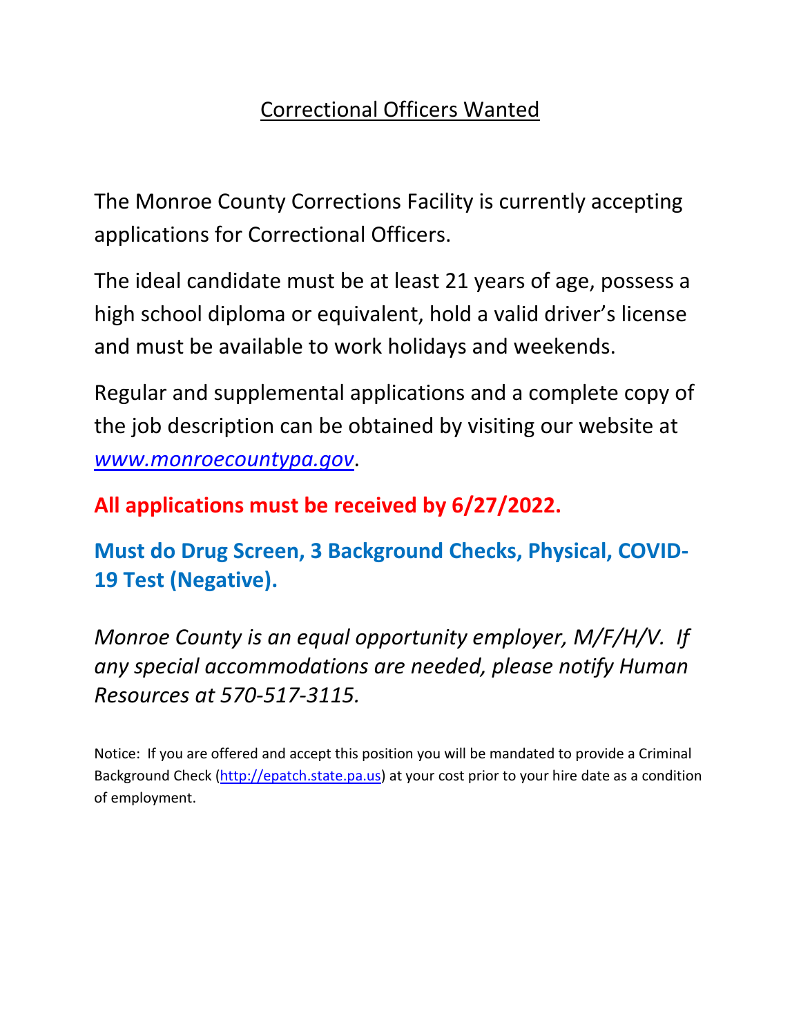# Correctional Officers Wanted

The Monroe County Corrections Facility is currently accepting applications for Correctional Officers.

The ideal candidate must be at least 21 years of age, possess a high school diploma or equivalent, hold a valid driver's license and must be available to work holidays and weekends.

Regular and supplemental applications and a complete copy of the job description can be obtained by visiting our website at *www.monroecountypa.gov*.

**All applications must be received by 6/27/2022.**

**Must do Drug Screen, 3 Background Checks, Physical, COVID-19 Test (Negative).**

*Monroe County is an equal opportunity employer, M/F/H/V. If any special accommodations are needed, please notify Human Resources at 570-517-3115.*

Notice: If you are offered and accept this position you will be mandated to provide a Criminal Background Check (http://epatch.state.pa.us) at your cost prior to your hire date as a condition of employment.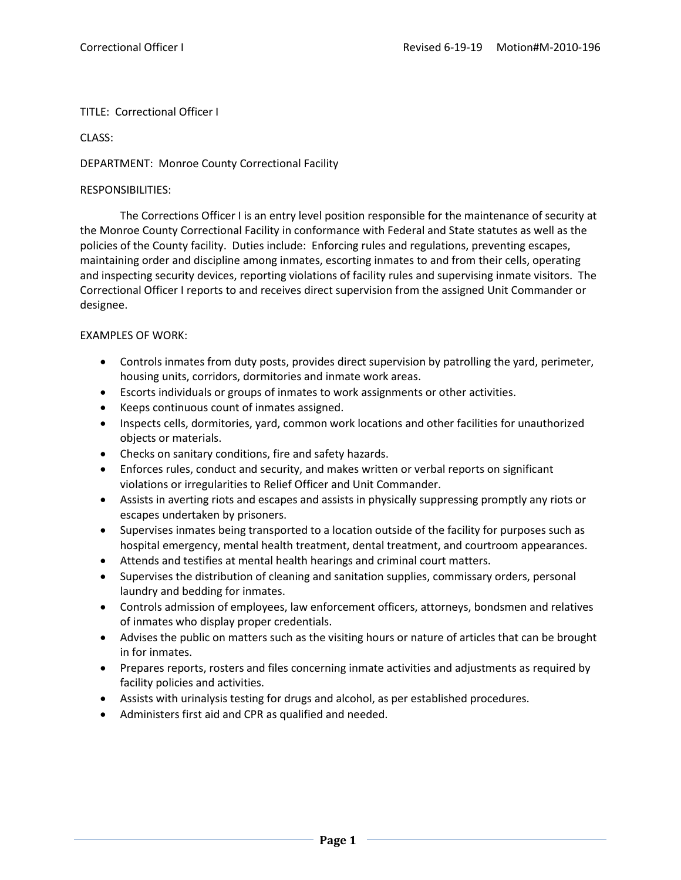TITLE: Correctional Officer I

CLASS:

DEPARTMENT: Monroe County Correctional Facility

RESPONSIBILITIES:

The Corrections Officer I is an entry level position responsible for the maintenance of security at the Monroe County Correctional Facility in conformance with Federal and State statutes as well as the policies of the County facility. Duties include: Enforcing rules and regulations, preventing escapes, maintaining order and discipline among inmates, escorting inmates to and from their cells, operating and inspecting security devices, reporting violations of facility rules and supervising inmate visitors. The Correctional Officer I reports to and receives direct supervision from the assigned Unit Commander or designee.

EXAMPLES OF WORK:

- Controls inmates from duty posts, provides direct supervision by patrolling the yard, perimeter, housing units, corridors, dormitories and inmate work areas.
- Escorts individuals or groups of inmates to work assignments or other activities.
- Keeps continuous count of inmates assigned.
- Inspects cells, dormitories, yard, common work locations and other facilities for unauthorized objects or materials.
- Checks on sanitary conditions, fire and safety hazards.
- Enforces rules, conduct and security, and makes written or verbal reports on significant violations or irregularities to Relief Officer and Unit Commander.
- Assists in averting riots and escapes and assists in physically suppressing promptly any riots or escapes undertaken by prisoners.
- Supervises inmates being transported to a location outside of the facility for purposes such as hospital emergency, mental health treatment, dental treatment, and courtroom appearances.
- Attends and testifies at mental health hearings and criminal court matters.
- Supervises the distribution of cleaning and sanitation supplies, commissary orders, personal laundry and bedding for inmates.
- Controls admission of employees, law enforcement officers, attorneys, bondsmen and relatives of inmates who display proper credentials.
- Advises the public on matters such as the visiting hours or nature of articles that can be brought in for inmates.
- Prepares reports, rosters and files concerning inmate activities and adjustments as required by facility policies and activities.
- Assists with urinalysis testing for drugs and alcohol, as per established procedures.
- Administers first aid and CPR as qualified and needed.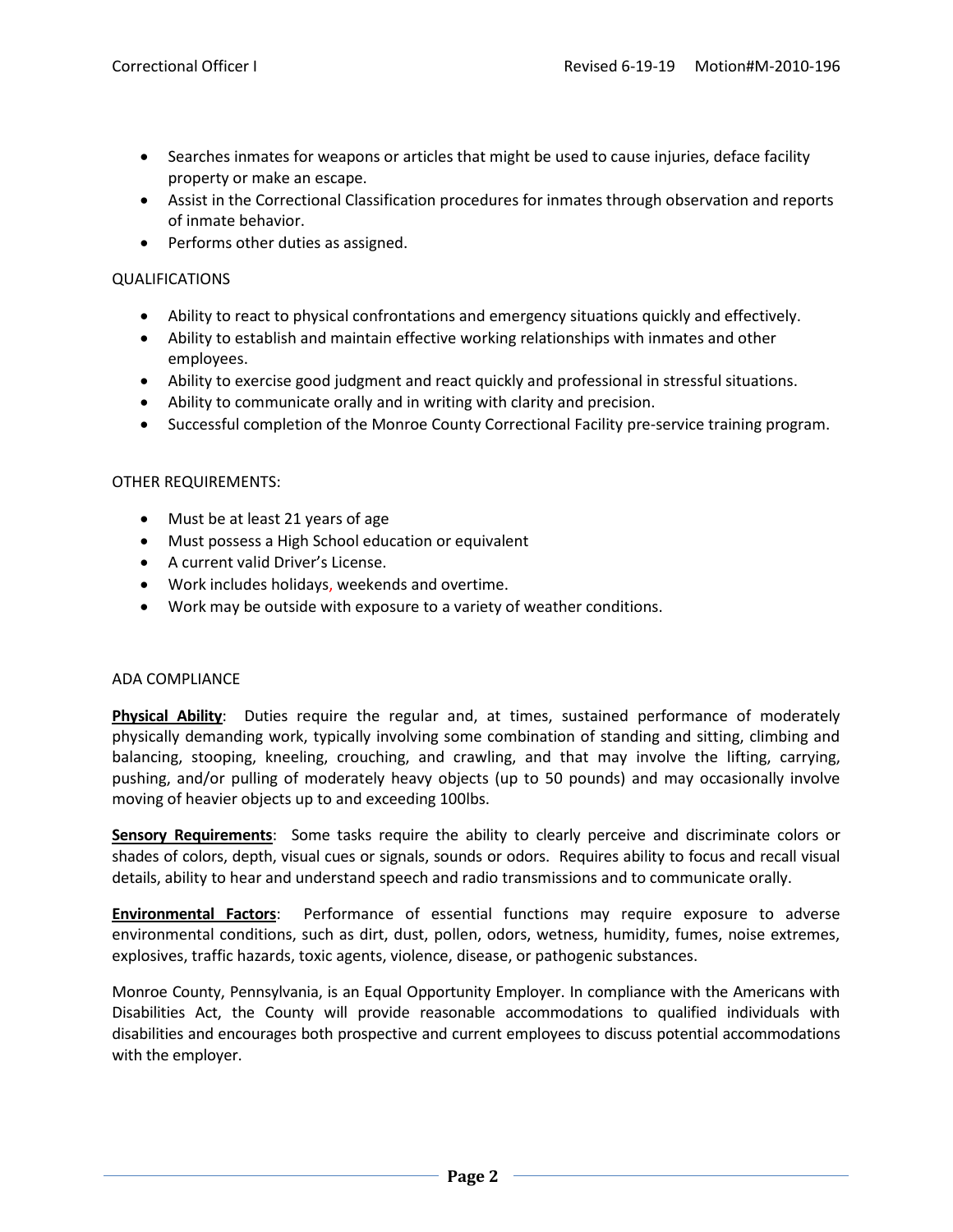- Searches inmates for weapons or articles that might be used to cause injuries, deface facility property or make an escape.
- Assist in the Correctional Classification procedures for inmates through observation and reports of inmate behavior.
- Performs other duties as assigned.

QUALIFICATIONS

- Ability to react to physical confrontations and emergency situations quickly and effectively.
- Ability to establish and maintain effective working relationships with inmates and other employees.
- Ability to exercise good judgment and react quickly and professional in stressful situations.
- Ability to communicate orally and in writing with clarity and precision.
- Successful completion of the Monroe County Correctional Facility pre-service training program.

OTHER REQUIREMENTS:

- Must be at least 21 years of age
- Must possess a High School education or equivalent
- A current valid Driver's License.
- Work includes holidays, weekends and overtime.
- Work may be outside with exposure to a variety of weather conditions.

ADA COMPLIANCE

**Physical Ability**: Duties require the regular and, at times, sustained performance of moderately physically demanding work, typically involving some combination of standing and sitting, climbing and balancing, stooping, kneeling, crouching, and crawling, and that may involve the lifting, carrying, pushing, and/or pulling of moderately heavy objects (up to 50 pounds) and may occasionally involve moving of heavier objects up to and exceeding 100lbs.

**Sensory Requirements**: Some tasks require the ability to clearly perceive and discriminate colors or shades of colors, depth, visual cues or signals, sounds or odors. Requires ability to focus and recall visual details, ability to hear and understand speech and radio transmissions and to communicate orally.

**Environmental Factors**: Performance of essential functions may require exposure to adverse environmental conditions, such as dirt, dust, pollen, odors, wetness, humidity, fumes, noise extremes, explosives, traffic hazards, toxic agents, violence, disease, or pathogenic substances.

Monroe County, Pennsylvania, is an Equal Opportunity Employer. In compliance with the Americans with Disabilities Act, the County will provide reasonable accommodations to qualified individuals with disabilities and encourages both prospective and current employees to discuss potential accommodations with the employer.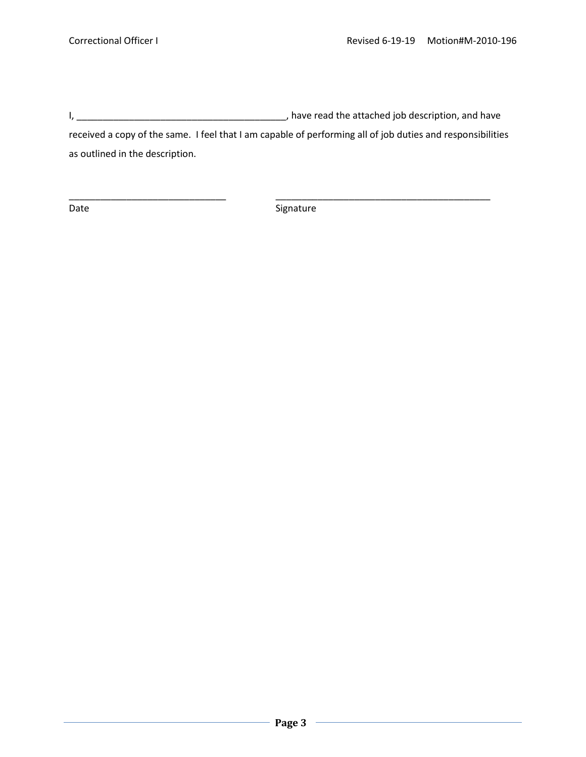I, ________________________________________, have read the attached job description, and have received a copy of the same. I feel that I am capable of performing all of job duties and responsibilities as outlined in the description.

______________________________ ____________________________________________

Date Signature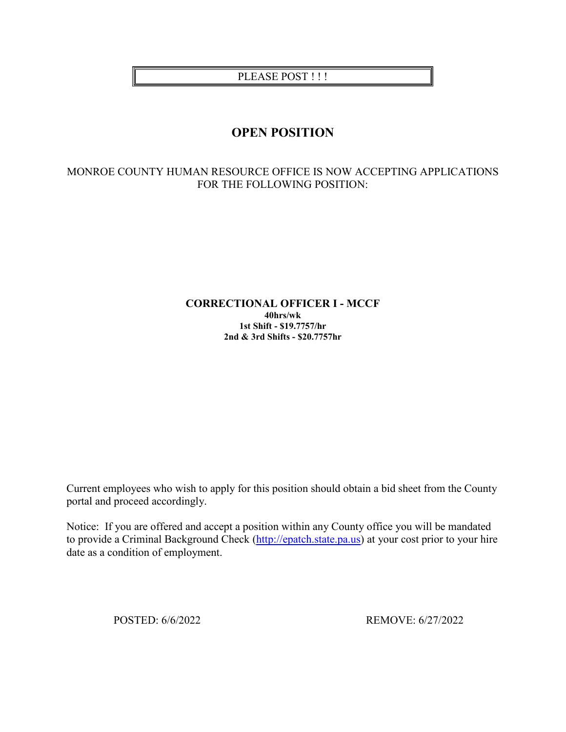PLEASE POST ! ! !

# OPEN POSITION

MONROE COUNTY HUMAN RESOURCE OFFICE IS NOW ACCEPTING APPLICATIONS FOR THE FOLLOWING POSITION:

**CORRECTIONAL OFFICER I - MCCF**
**40hrs/wk**
**1st Shift - $19.7757/hr**
**2nd & 3rd Shifts - $20.7757hr**

Current employees who wish to apply for this position should obtain a bid sheet from the County portal and proceed accordingly.

Notice: If you are offered and accept a position within any County office you will be mandated to provide a Criminal Background Check (http://epatch.state.pa.us) at your cost prior to your hire date as a condition of employment.

POSTED: 6/6/2022 REMOVE: 6/27/2022